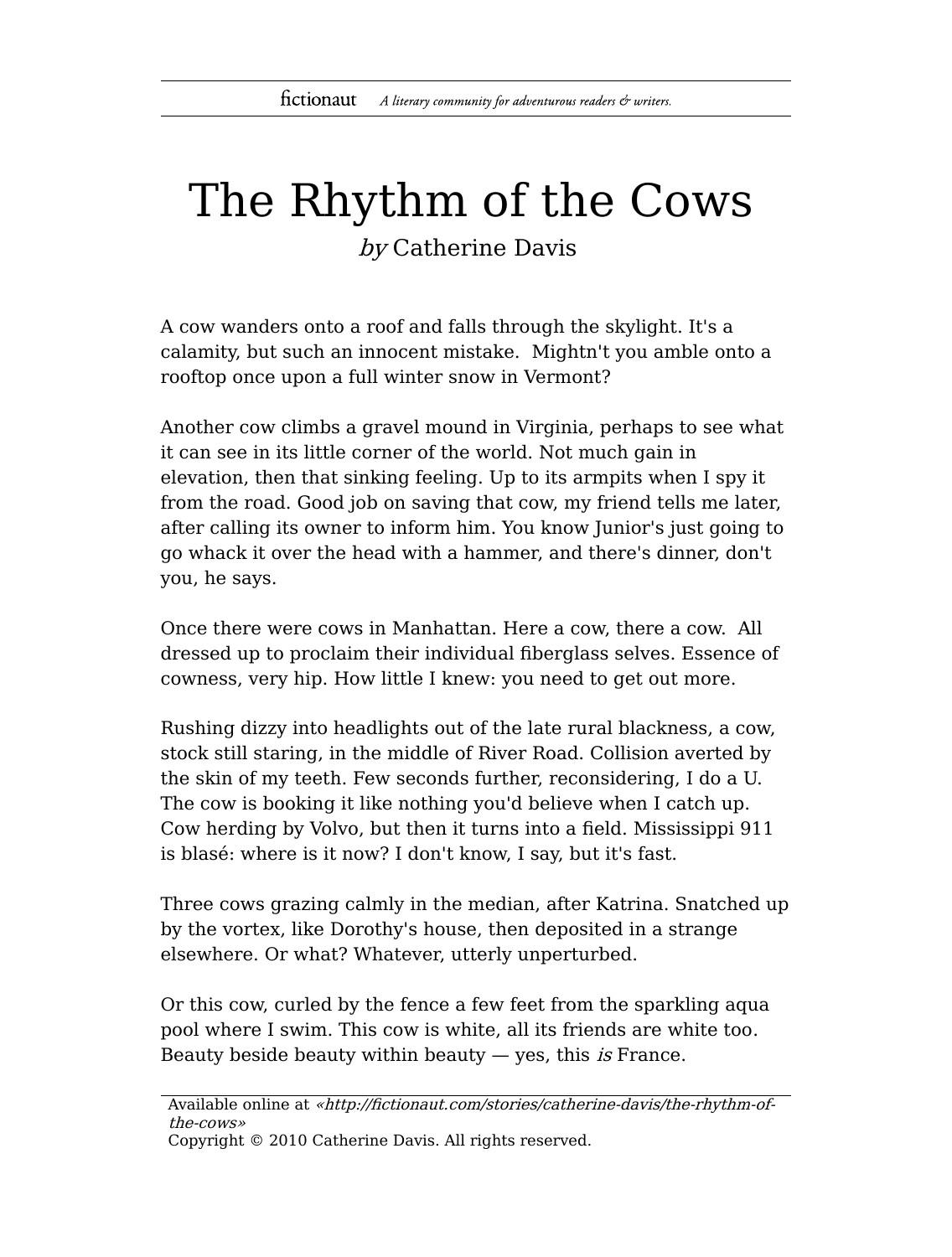# The Rhythm of the Cows

*by* Catherine Davis

A cow wanders onto a roof and falls through the skylight. It's a calamity, but such an innocent mistake. Mightn't you amble onto a rooftop once upon a full winter snow in Vermont?

Another cow climbs a gravel mound in Virginia, perhaps to see what it can see in its little corner of the world. Not much gain in elevation, then that sinking feeling. Up to its armpits when I spy it from the road. Good job on saving that cow, my friend tells me later, after calling its owner to inform him. You know Junior's just going to go whack it over the head with a hammer, and there's dinner, don't you, he says.

Once there were cows in Manhattan. Here a cow, there a cow. All dressed up to proclaim their individual fiberglass selves. Essence of cowness, very hip. How little I knew: you need to get out more.

Rushing dizzy into headlights out of the late rural blackness, a cow, stock still staring, in the middle of River Road. Collision averted by the skin of my teeth. Few seconds further, reconsidering, I do a U. The cow is booking it like nothing you'd believe when I catch up. Cow herding by Volvo, but then it turns into a field. Mississippi 911 is blasé: where is it now? I don't know, I say, but it's fast.

Three cows grazing calmly in the median, after Katrina. Snatched up by the vortex, like Dorothy's house, then deposited in a strange elsewhere. Or what? Whatever, utterly unperturbed.

Or this cow, curled by the fence a few feet from the sparkling aqua pool where I swim. This cow is white, all its friends are white too. Beauty beside beauty within beauty — yes, this *is* France.

Available online at *«http://fictionaut.com/stories/catherine-davis/the-rhythm-of-the-cows»*
Copyright © 2010 Catherine Davis. All rights reserved.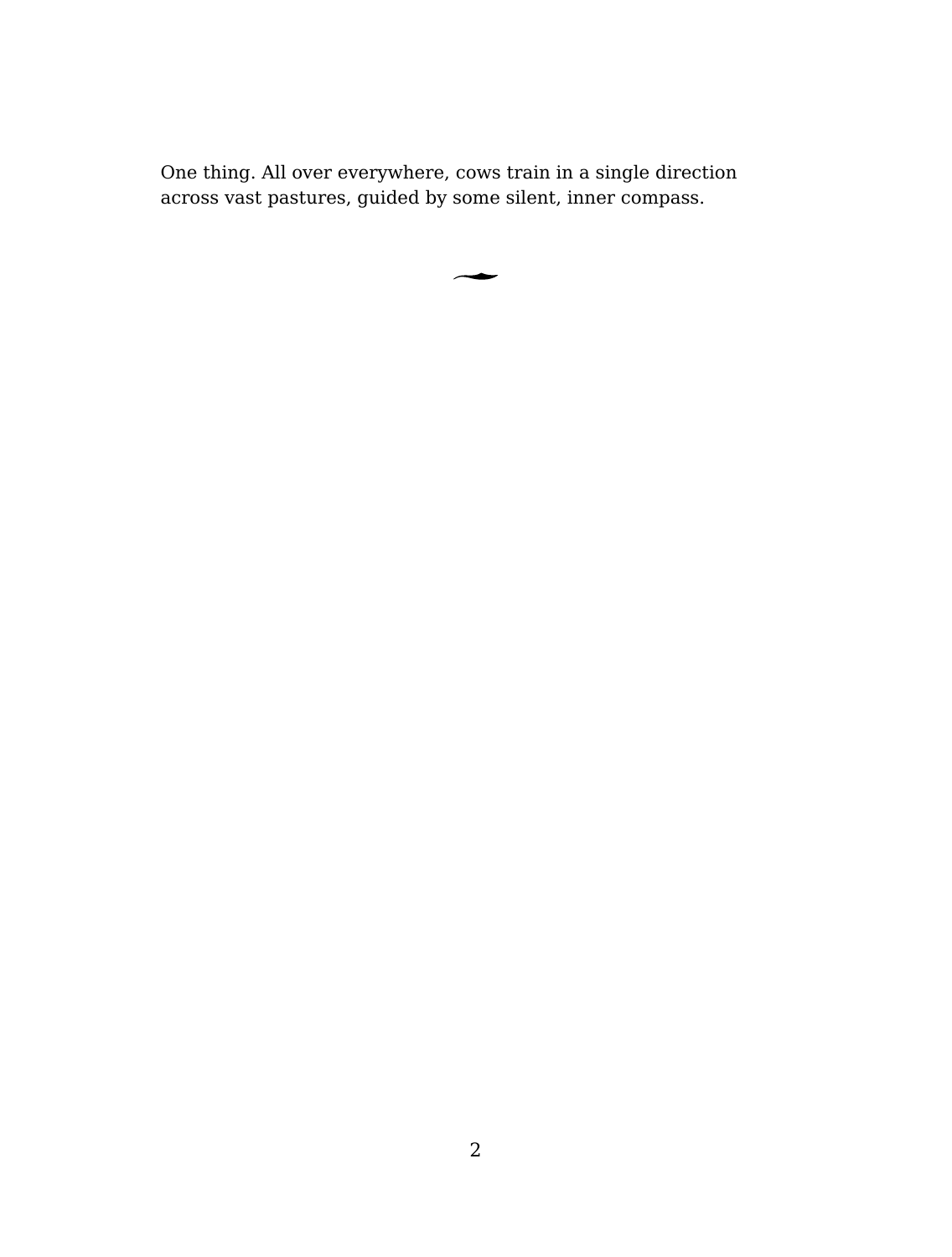One thing. All over everywhere, cows train in a single direction across vast pastures, guided by some silent, inner compass.